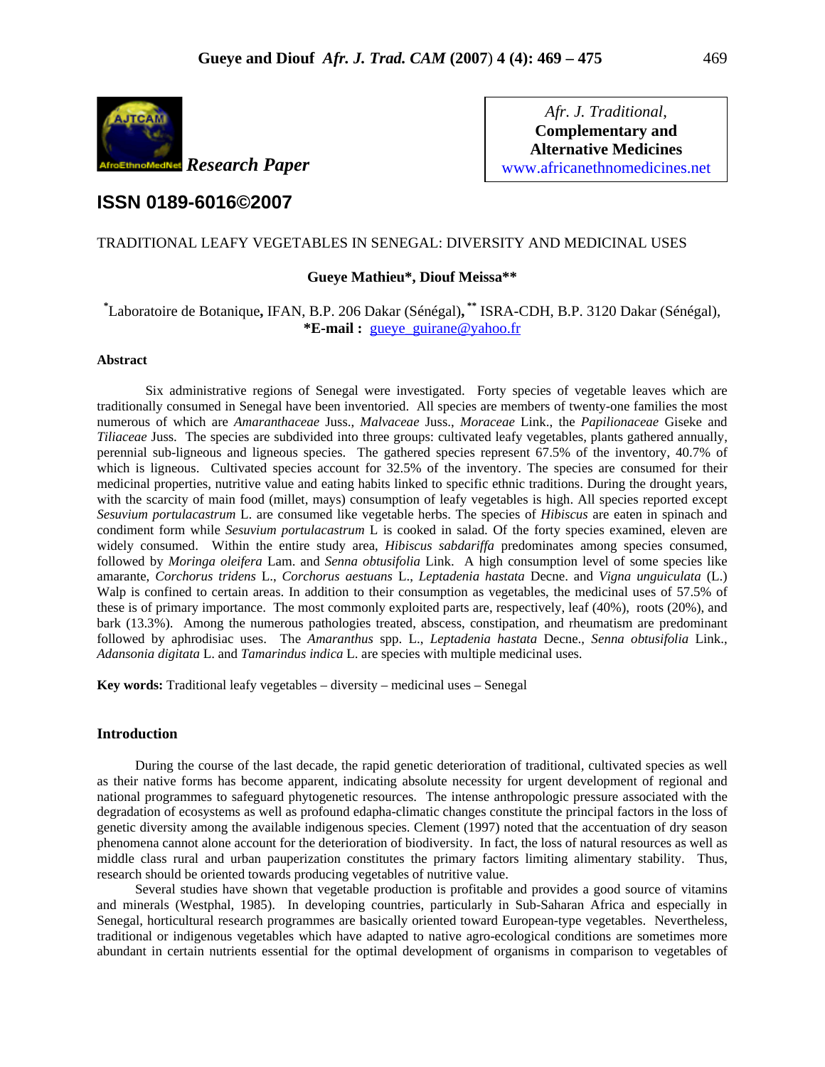Research Paper

Afr. J. Traditional, **Complementary and Alternative Medicines** www.africanethnomedicines.net

## ISSN 0189-6016©2007

# TRADITIONAL LEAFY VEGETABLES IN SENEGAL: DIVERSITY AND MEDICINAL USES

**Gueye Mathieu\*, Diouf Meissa\*\***

\*Laboratoire de Botanique, IFAN, B.P. 206 Dakar (Sénégal), \*\* ISRA-CDH, B.P. 3120 Dakar (Sénégal),
**\*E-mail :** gueye_guirane@yahoo.fr

### Abstract

Six administrative regions of Senegal were investigated. Forty species of vegetable leaves which are traditionally consumed in Senegal have been inventoried. All species are members of twenty-one families the most numerous of which are *Amaranthaceae* Juss., *Malvaceae* Juss., *Moraceae* Link., the *Papilionaceae* Giseke and *Tiliaceae* Juss. The species are subdivided into three groups: cultivated leafy vegetables, plants gathered annually, perennial sub-ligneous and ligneous species. The gathered species represent 67.5% of the inventory, 40.7% of which is ligneous. Cultivated species account for 32.5% of the inventory. The species are consumed for their medicinal properties, nutritive value and eating habits linked to specific ethnic traditions. During the drought years, with the scarcity of main food (millet, mays) consumption of leafy vegetables is high. All species reported except *Sesuvium portulacastrum* L. are consumed like vegetable herbs. The species of *Hibiscus* are eaten in spinach and condiment form while *Sesuvium portulacastrum* L is cooked in salad. Of the forty species examined, eleven are widely consumed. Within the entire study area, *Hibiscus sabdariffa* predominates among species consumed, followed by *Moringa oleifera* Lam. and *Senna obtusifolia* Link. A high consumption level of some species like amarante, *Corchorus tridens* L., *Corchorus aestuans* L., *Leptadenia hastata* Decne. and *Vigna unguiculata* (L.) Walp is confined to certain areas. In addition to their consumption as vegetables, the medicinal uses of 57.5% of these is of primary importance. The most commonly exploited parts are, respectively, leaf (40%), roots (20%), and bark (13.3%). Among the numerous pathologies treated, abscess, constipation, and rheumatism are predominant followed by aphrodisiac uses. The *Amaranthus* spp. L., *Leptadenia hastata* Decne., *Senna obtusifolia* Link., *Adansonia digitata* L. and *Tamarindus indica* L. are species with multiple medicinal uses.

**Key words:** Traditional leafy vegetables – diversity – medicinal uses – Senegal

### Introduction

During the course of the last decade, the rapid genetic deterioration of traditional, cultivated species as well as their native forms has become apparent, indicating absolute necessity for urgent development of regional and national programmes to safeguard phytogenetic resources. The intense anthropologic pressure associated with the degradation of ecosystems as well as profound edapha-climatic changes constitute the principal factors in the loss of genetic diversity among the available indigenous species. Clement (1997) noted that the accentuation of dry season phenomena cannot alone account for the deterioration of biodiversity. In fact, the loss of natural resources as well as middle class rural and urban pauperization constitutes the primary factors limiting alimentary stability. Thus, research should be oriented towards producing vegetables of nutritive value.

Several studies have shown that vegetable production is profitable and provides a good source of vitamins and minerals (Westphal, 1985). In developing countries, particularly in Sub-Saharan Africa and especially in Senegal, horticultural research programmes are basically oriented toward European-type vegetables. Nevertheless, traditional or indigenous vegetables which have adapted to native agro-ecological conditions are sometimes more abundant in certain nutrients essential for the optimal development of organisms in comparison to vegetables of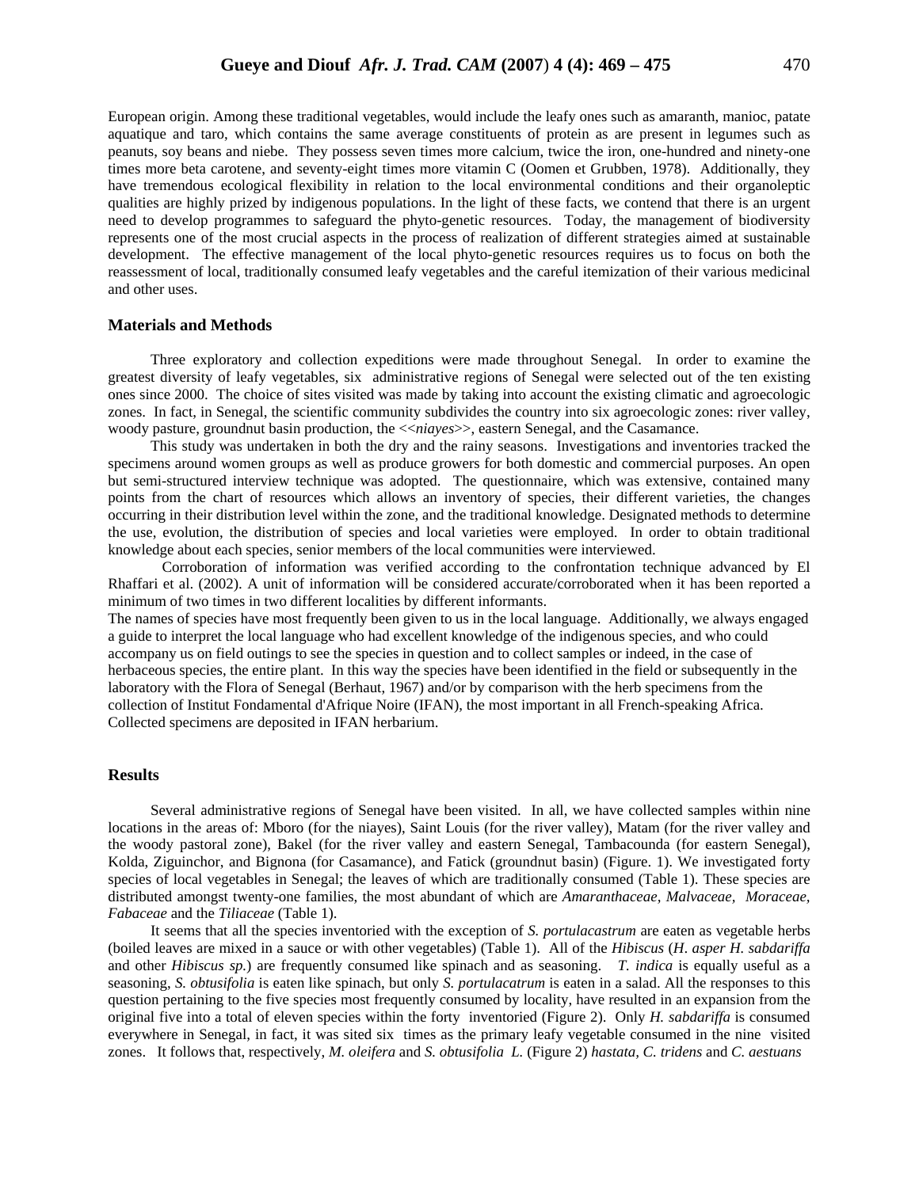European origin. Among these traditional vegetables, would include the leafy ones such as amaranth, manioc, patate aquatique and taro, which contains the same average constituents of protein as are present in legumes such as peanuts, soy beans and niebe. They possess seven times more calcium, twice the iron, one-hundred and ninety-one times more beta carotene, and seventy-eight times more vitamin C (Oomen et Grubben, 1978). Additionally, they have tremendous ecological flexibility in relation to the local environmental conditions and their organoleptic qualities are highly prized by indigenous populations. In the light of these facts, we contend that there is an urgent need to develop programmes to safeguard the phyto-genetic resources. Today, the management of biodiversity represents one of the most crucial aspects in the process of realization of different strategies aimed at sustainable development. The effective management of the local phyto-genetic resources requires us to focus on both the reassessment of local, traditionally consumed leafy vegetables and the careful itemization of their various medicinal and other uses.

## Materials and Methods

Three exploratory and collection expeditions were made throughout Senegal. In order to examine the greatest diversity of leafy vegetables, six administrative regions of Senegal were selected out of the ten existing ones since 2000. The choice of sites visited was made by taking into account the existing climatic and agroecologic zones. In fact, in Senegal, the scientific community subdivides the country into six agroecologic zones: river valley, woody pasture, groundnut basin production, the <<*niayes*>>, eastern Senegal, and the Casamance.

This study was undertaken in both the dry and the rainy seasons. Investigations and inventories tracked the specimens around women groups as well as produce growers for both domestic and commercial purposes. An open but semi-structured interview technique was adopted. The questionnaire, which was extensive, contained many points from the chart of resources which allows an inventory of species, their different varieties, the changes occurring in their distribution level within the zone, and the traditional knowledge. Designated methods to determine the use, evolution, the distribution of species and local varieties were employed. In order to obtain traditional knowledge about each species, senior members of the local communities were interviewed.

Corroboration of information was verified according to the confrontation technique advanced by El Rhaffari et al. (2002). A unit of information will be considered accurate/corroborated when it has been reported a minimum of two times in two different localities by different informants.

The names of species have most frequently been given to us in the local language. Additionally, we always engaged a guide to interpret the local language who had excellent knowledge of the indigenous species, and who could accompany us on field outings to see the species in question and to collect samples or indeed, in the case of herbaceous species, the entire plant. In this way the species have been identified in the field or subsequently in the laboratory with the Flora of Senegal (Berhaut, 1967) and/or by comparison with the herb specimens from the collection of Institut Fondamental d'Afrique Noire (IFAN), the most important in all French-speaking Africa. Collected specimens are deposited in IFAN herbarium.

## Results

Several administrative regions of Senegal have been visited. In all, we have collected samples within nine locations in the areas of: Mboro (for the niayes), Saint Louis (for the river valley), Matam (for the river valley and the woody pastoral zone), Bakel (for the river valley and eastern Senegal, Tambacounda (for eastern Senegal), Kolda, Ziguinchor, and Bignona (for Casamance), and Fatick (groundnut basin) (Figure. 1). We investigated forty species of local vegetables in Senegal; the leaves of which are traditionally consumed (Table 1). These species are distributed amongst twenty-one families, the most abundant of which are *Amaranthaceae, Malvaceae, Moraceae, Fabaceae* and the *Tiliaceae* (Table 1).

It seems that all the species inventoried with the exception of *S. portulacastrum* are eaten as vegetable herbs (boiled leaves are mixed in a sauce or with other vegetables) (Table 1). All of the *Hibiscus* (*H. asper H. sabdariffa* and other *Hibiscus sp.*) are frequently consumed like spinach and as seasoning. *T. indica* is equally useful as a seasoning, *S. obtusifolia* is eaten like spinach, but only *S. portulacatrum* is eaten in a salad. All the responses to this question pertaining to the five species most frequently consumed by locality, have resulted in an expansion from the original five into a total of eleven species within the forty inventoried (Figure 2). Only *H. sabdariffa* is consumed everywhere in Senegal, in fact, it was sited six times as the primary leafy vegetable consumed in the nine visited zones. It follows that, respectively, *M. oleifera* and *S. obtusifolia L.* (Figure 2) *hastata, C. tridens* and *C. aestuans*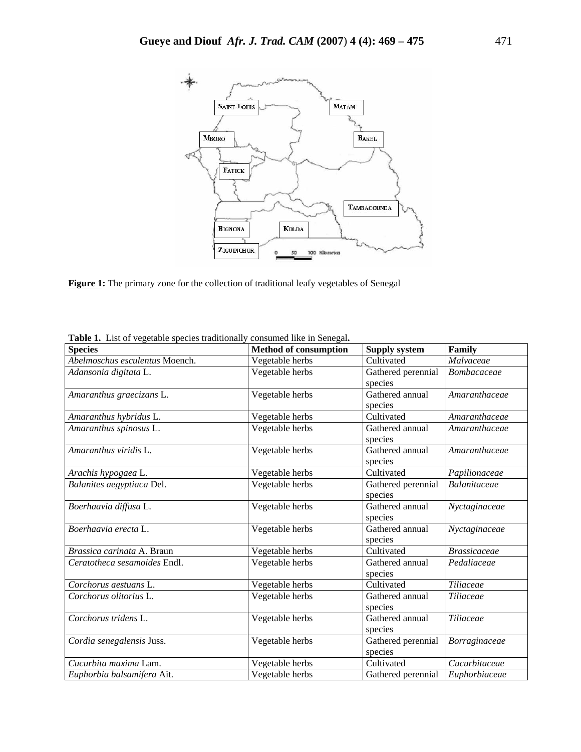**Figure 1:** The primary zone for the collection of traditional leafy vegetables of Senegal

**Table 1.** List of vegetable species traditionally consumed like in Senegal**.**

| Species | Method of consumption | Supply system | Family |
|---|---|---|---|
| *Abelmoschus esculentus* Moench. | Vegetable herbs | Cultivated | *Malvaceae* |
| *Adansonia digitata* L. | Vegetable herbs | Gathered perennial species | *Bombacaceae* |
| *Amaranthus graecizans* L. | Vegetable herbs | Gathered annual species | *Amaranthaceae* |
| *Amaranthus hybridus* L. | Vegetable herbs | Cultivated | *Amaranthaceae* |
| *Amaranthus spinosus* L. | Vegetable herbs | Gathered annual species | *Amaranthaceae* |
| *Amaranthus viridis* L. | Vegetable herbs | Gathered annual species | *Amaranthaceae* |
| *Arachis hypogaea* L. | Vegetable herbs | Cultivated | *Papilionaceae* |
| *Balanites aegyptiaca* Del. | Vegetable herbs | Gathered perennial species | *Balanitaceae* |
| *Boerhaavia diffusa* L. | Vegetable herbs | Gathered annual species | *Nyctaginaceae* |
| *Boerhaavia erecta* L. | Vegetable herbs | Gathered annual species | *Nyctaginaceae* |
| *Brassica carinata* A. Braun | Vegetable herbs | Cultivated | *Brassicaceae* |
| *Ceratotheca sesamoides* Endl. | Vegetable herbs | Gathered annual species | *Pedaliaceae* |
| *Corchorus aestuans* L. | Vegetable herbs | Cultivated | *Tiliaceae* |
| *Corchorus olitorius* L. | Vegetable herbs | Gathered annual species | *Tiliaceae* |
| *Corchorus tridens* L. | Vegetable herbs | Gathered annual species | *Tiliaceae* |
| *Cordia senegalensis* Juss. | Vegetable herbs | Gathered perennial species | *Borraginaceae* |
| *Cucurbita maxima* Lam. | Vegetable herbs | Cultivated | *Cucurbitaceae* |
| *Euphorbia balsamifera* Ait. | Vegetable herbs | Gathered perennial | *Euphorbiaceae* |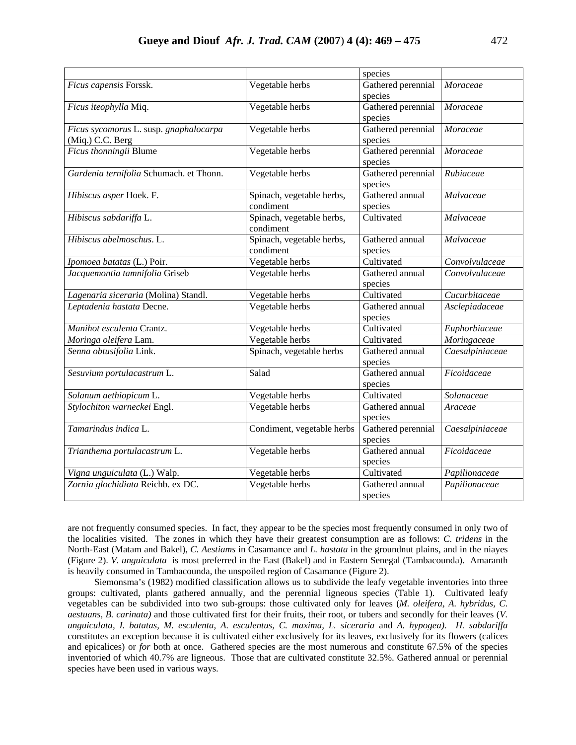| | | species | |
|---|---|---|---|
| *Ficus capensis* Forssk. | Vegetable herbs | Gathered perennial species | *Moraceae* |
| *Ficus iteophylla* Miq. | Vegetable herbs | Gathered perennial species | *Moraceae* |
| *Ficus sycomorus* L. susp. *gnaphalocarpa* (Miq.) C.C. Berg | Vegetable herbs | Gathered perennial species | *Moraceae* |
| *Ficus thonningii* Blume | Vegetable herbs | Gathered perennial species | *Moraceae* |
| *Gardenia ternifolia* Schumach. et Thonn. | Vegetable herbs | Gathered perennial species | *Rubiaceae* |
| *Hibiscus asper* Hoek. F. | Spinach, vegetable herbs, condiment | Gathered annual species | *Malvaceae* |
| *Hibiscus sabdariffa* L. | Spinach, vegetable herbs, condiment | Cultivated | *Malvaceae* |
| *Hibiscus abelmoschus*. L. | Spinach, vegetable herbs, condiment | Gathered annual species | *Malvaceae* |
| *Ipomoea batatas* (L.) Poir. | Vegetable herbs | Cultivated | *Convolvulaceae* |
| *Jacquemontia tamnifolia* Griseb | Vegetable herbs | Gathered annual species | *Convolvulaceae* |
| *Lagenaria siceraria* (Molina) Standl. | Vegetable herbs | Cultivated | *Cucurbitaceae* |
| *Leptadenia hastata* Decne. | Vegetable herbs | Gathered annual species | *Asclepiadaceae* |
| *Manihot esculenta* Crantz. | Vegetable herbs | Cultivated | *Euphorbiaceae* |
| *Moringa oleifera* Lam. | Vegetable herbs | Cultivated | *Moringaceae* |
| *Senna obtusifolia* Link. | Spinach, vegetable herbs | Gathered annual species | *Caesalpiniaceae* |
| *Sesuvium portulacastrum* L. | Salad | Gathered annual species | *Ficoidaceae* |
| *Solanum aethiopicum* L. | Vegetable herbs | Cultivated | *Solanaceae* |
| *Stylochiton warneckei* Engl. | Vegetable herbs | Gathered annual species | *Araceae* |
| *Tamarindus indica* L. | Condiment, vegetable herbs | Gathered perennial species | *Caesalpiniaceae* |
| *Trianthema portulacastrum* L. | Vegetable herbs | Gathered annual species | *Ficoidaceae* |
| *Vigna unguiculata* (L.) Walp. | Vegetable herbs | Cultivated | *Papilionaceae* |
| *Zornia glochidiata* Reichb. ex DC. | Vegetable herbs | Gathered annual species | *Papilionaceae* |

are not frequently consumed species. In fact, they appear to be the species most frequently consumed in only two of the localities visited. The zones in which they have their greatest consumption are as follows: *C. tridens* in the North-East (Matam and Bakel), *C. Aestiams* in Casamance and *L. hastata* in the groundnut plains, and in the niayes (Figure 2). *V. unguiculata* is most preferred in the East (Bakel) and in Eastern Senegal (Tambacounda). Amaranth is heavily consumed in Tambacounda, the unspoiled region of Casamance (Figure 2).

Siemonsma's (1982) modified classification allows us to subdivide the leafy vegetable inventories into three groups: cultivated, plants gathered annually, and the perennial ligneous species (Table 1). Cultivated leafy vegetables can be subdivided into two sub-groups: those cultivated only for leaves (*M. oleifera, A. hybridus, C. aestuans, B. carinata)* and those cultivated first for their fruits, their root, or tubers and secondly for their leaves (*V. unguiculata, I. batatas, M. esculenta, A. esculentus, C. maxima, L. siceraria* and *A. hypogea)*. *H. sabdariffa* constitutes an exception because it is cultivated either exclusively for its leaves, exclusively for its flowers (calices and epicalices) or *for* both at once. Gathered species are the most numerous and constitute 67.5% of the species inventoried of which 40.7% are ligneous. Those that are cultivated constitute 32.5%. Gathered annual or perennial species have been used in various ways.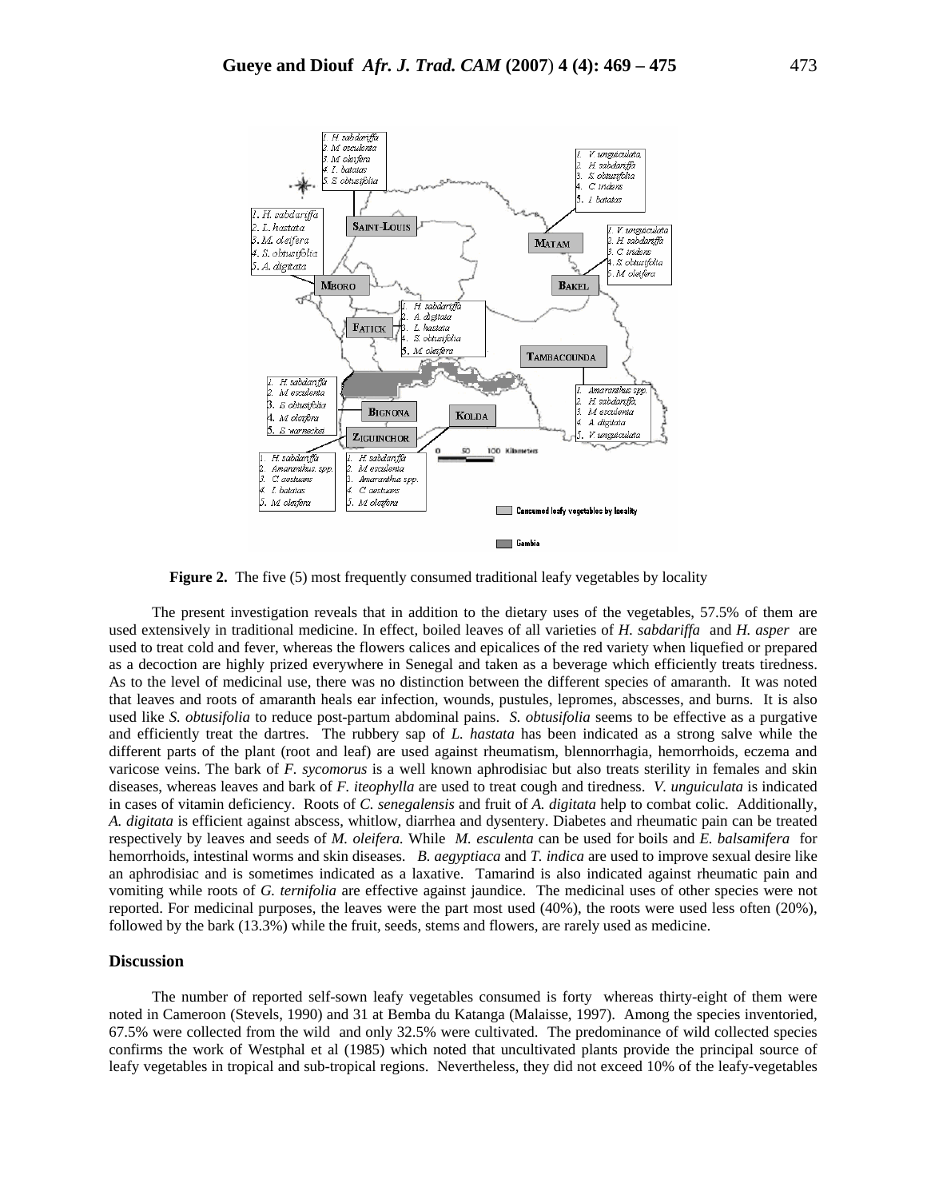**Figure 2.** The five (5) most frequently consumed traditional leafy vegetables by locality

The present investigation reveals that in addition to the dietary uses of the vegetables, 57.5% of them are used extensively in traditional medicine. In effect, boiled leaves of all varieties of *H. sabdariffa* and *H. asper* are used to treat cold and fever, whereas the flowers calices and epicalices of the red variety when liquefied or prepared as a decoction are highly prized everywhere in Senegal and taken as a beverage which efficiently treats tiredness. As to the level of medicinal use, there was no distinction between the different species of amaranth. It was noted that leaves and roots of amaranth heals ear infection, wounds, pustules, lepromes, abscesses, and burns. It is also used like *S. obtusifolia* to reduce post-partum abdominal pains. *S. obtusifolia* seems to be effective as a purgative and efficiently treat the dartres. The rubbery sap of *L. hastata* has been indicated as a strong salve while the different parts of the plant (root and leaf) are used against rheumatism, blennorrhagia, hemorrhoids, eczema and varicose veins. The bark of *F. sycomorus* is a well known aphrodisiac but also treats sterility in females and skin diseases, whereas leaves and bark of *F. iteophylla* are used to treat cough and tiredness. *V. unguiculata* is indicated in cases of vitamin deficiency. Roots of *C. senegalensis* and fruit of *A. digitata* help to combat colic. Additionally, *A. digitata* is efficient against abscess, whitlow, diarrhea and dysentery. Diabetes and rheumatic pain can be treated respectively by leaves and seeds of *M. oleifera.* While *M. esculenta* can be used for boils and *E. balsamifera* for hemorrhoids, intestinal worms and skin diseases. *B. aegyptiaca* and *T. indica* are used to improve sexual desire like an aphrodisiac and is sometimes indicated as a laxative. Tamarind is also indicated against rheumatic pain and vomiting while roots of *G. ternifolia* are effective against jaundice. The medicinal uses of other species were not reported. For medicinal purposes, the leaves were the part most used (40%), the roots were used less often (20%), followed by the bark (13.3%) while the fruit, seeds, stems and flowers, are rarely used as medicine.

## Discussion

The number of reported self-sown leafy vegetables consumed is forty whereas thirty-eight of them were noted in Cameroon (Stevels, 1990) and 31 at Bemba du Katanga (Malaisse, 1997). Among the species inventoried, 67.5% were collected from the wild and only 32.5% were cultivated. The predominance of wild collected species confirms the work of Westphal et al (1985) which noted that uncultivated plants provide the principal source of leafy vegetables in tropical and sub-tropical regions. Nevertheless, they did not exceed 10% of the leafy-vegetables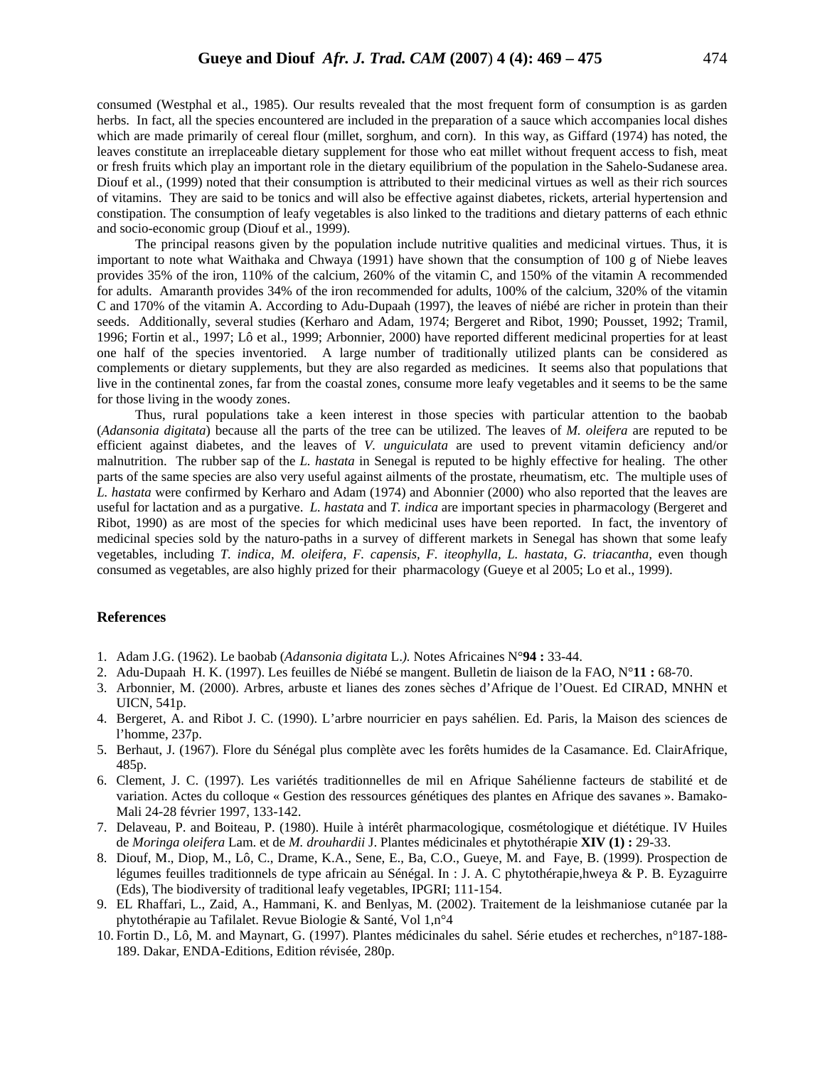consumed (Westphal et al., 1985). Our results revealed that the most frequent form of consumption is as garden herbs. In fact, all the species encountered are included in the preparation of a sauce which accompanies local dishes which are made primarily of cereal flour (millet, sorghum, and corn). In this way, as Giffard (1974) has noted, the leaves constitute an irreplaceable dietary supplement for those who eat millet without frequent access to fish, meat or fresh fruits which play an important role in the dietary equilibrium of the population in the Sahelo-Sudanese area. Diouf et al., (1999) noted that their consumption is attributed to their medicinal virtues as well as their rich sources of vitamins. They are said to be tonics and will also be effective against diabetes, rickets, arterial hypertension and constipation. The consumption of leafy vegetables is also linked to the traditions and dietary patterns of each ethnic and socio-economic group (Diouf et al., 1999).

The principal reasons given by the population include nutritive qualities and medicinal virtues. Thus, it is important to note what Waithaka and Chwaya (1991) have shown that the consumption of 100 g of Niebe leaves provides 35% of the iron, 110% of the calcium, 260% of the vitamin C, and 150% of the vitamin A recommended for adults. Amaranth provides 34% of the iron recommended for adults, 100% of the calcium, 320% of the vitamin C and 170% of the vitamin A. According to Adu-Dupaah (1997), the leaves of niébé are richer in protein than their seeds. Additionally, several studies (Kerharo and Adam, 1974; Bergeret and Ribot, 1990; Pousset, 1992; Tramil, 1996; Fortin et al., 1997; Lô et al., 1999; Arbonnier, 2000) have reported different medicinal properties for at least one half of the species inventoried. A large number of traditionally utilized plants can be considered as complements or dietary supplements, but they are also regarded as medicines. It seems also that populations that live in the continental zones, far from the coastal zones, consume more leafy vegetables and it seems to be the same for those living in the woody zones.

Thus, rural populations take a keen interest in those species with particular attention to the baobab (*Adansonia digitata*) because all the parts of the tree can be utilized. The leaves of *M. oleifera* are reputed to be efficient against diabetes, and the leaves of *V. unguiculata* are used to prevent vitamin deficiency and/or malnutrition. The rubber sap of the *L. hastata* in Senegal is reputed to be highly effective for healing. The other parts of the same species are also very useful against ailments of the prostate, rheumatism, etc. The multiple uses of *L. hastata* were confirmed by Kerharo and Adam (1974) and Abonnier (2000) who also reported that the leaves are useful for lactation and as a purgative. *L. hastata* and *T. indica* are important species in pharmacology (Bergeret and Ribot, 1990) as are most of the species for which medicinal uses have been reported. In fact, the inventory of medicinal species sold by the naturo-paths in a survey of different markets in Senegal has shown that some leafy vegetables, including *T. indica, M. oleifera, F. capensis, F. iteophylla, L. hastata, G. triacantha*, even though consumed as vegetables, are also highly prized for their pharmacology (Gueye et al 2005; Lo et al., 1999).

## References

1. Adam J.G. (1962). Le baobab (*Adansonia digitata* L.*).* Notes Africaines N°**94 :** 33-44.
2. Adu-Dupaah H. K. (1997). Les feuilles de Niébé se mangent. Bulletin de liaison de la FAO, N°**11 :** 68-70.
3. Arbonnier, M. (2000). Arbres, arbuste et lianes des zones sèches d'Afrique de l'Ouest. Ed CIRAD, MNHN et UICN, 541p.
4. Bergeret, A. and Ribot J. C. (1990). L'arbre nourricier en pays sahélien. Ed. Paris, la Maison des sciences de l'homme, 237p.
5. Berhaut, J. (1967). Flore du Sénégal plus complète avec les forêts humides de la Casamance. Ed. ClairAfrique, 485p.
6. Clement, J. C. (1997). Les variétés traditionnelles de mil en Afrique Sahélienne facteurs de stabilité et de variation. Actes du colloque « Gestion des ressources génétiques des plantes en Afrique des savanes ». Bamako-Mali 24-28 février 1997, 133-142.
7. Delaveau, P. and Boiteau, P. (1980). Huile à intérêt pharmacologique, cosmétologique et diététique. IV Huiles de *Moringa oleifera* Lam. et de *M. drouhardii* J. Plantes médicinales et phytothérapie **XIV (1) :** 29-33.
8. Diouf, M., Diop, M., Lô, C., Drame, K.A., Sene, E., Ba, C.O., Gueye, M. and Faye, B. (1999). Prospection de légumes feuilles traditionnels de type africain au Sénégal. In : J. A. C phytothérapie,hweya & P. B. Eyzaguirre (Eds), The biodiversity of traditional leafy vegetables, IPGRI; 111-154.
9. EL Rhaffari, L., Zaid, A., Hammani, K. and Benlyas, M. (2002). Traitement de la leishmaniose cutanée par la phytothérapie au Tafilalet. Revue Biologie & Santé, Vol 1,n°4
10. Fortin D., Lô, M. and Maynart, G. (1997). Plantes médicinales du sahel. Série etudes et recherches, n°187-188-189. Dakar, ENDA-Editions, Edition révisée, 280p.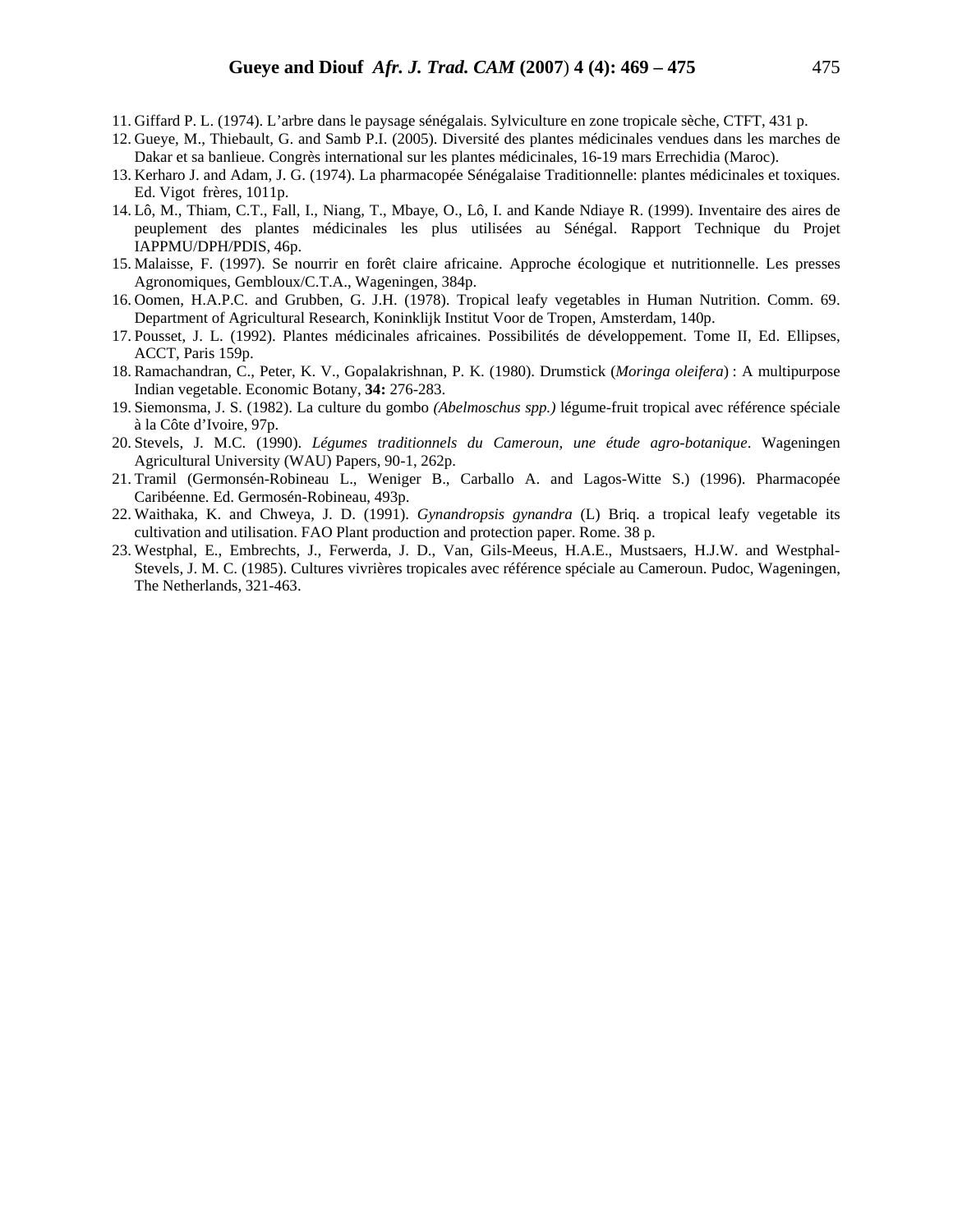11. Giffard P. L. (1974). L'arbre dans le paysage sénégalais. Sylviculture en zone tropicale sèche, CTFT, 431 p.
12. Gueye, M., Thiebault, G. and Samb P.I. (2005). Diversité des plantes médicinales vendues dans les marches de Dakar et sa banlieue. Congrès international sur les plantes médicinales, 16-19 mars Errechidia (Maroc).
13. Kerharo J. and Adam, J. G. (1974). La pharmacopée Sénégalaise Traditionnelle: plantes médicinales et toxiques. Ed. Vigot frères, 1011p.
14. Lô, M., Thiam, C.T., Fall, I., Niang, T., Mbaye, O., Lô, I. and Kande Ndiaye R. (1999). Inventaire des aires de peuplement des plantes médicinales les plus utilisées au Sénégal. Rapport Technique du Projet IAPPMU/DPH/PDIS, 46p.
15. Malaisse, F. (1997). Se nourrir en forêt claire africaine. Approche écologique et nutritionnelle. Les presses Agronomiques, Gembloux/C.T.A., Wageningen, 384p.
16. Oomen, H.A.P.C. and Grubben, G. J.H. (1978). Tropical leafy vegetables in Human Nutrition. Comm. 69. Department of Agricultural Research, Koninklijk Institut Voor de Tropen, Amsterdam, 140p.
17. Pousset, J. L. (1992). Plantes médicinales africaines. Possibilités de développement. Tome II, Ed. Ellipses, ACCT, Paris 159p.
18. Ramachandran, C., Peter, K. V., Gopalakrishnan, P. K. (1980). Drumstick (*Moringa oleifera*) : A multipurpose Indian vegetable. Economic Botany, **34:** 276-283.
19. Siemonsma, J. S. (1982). La culture du gombo *(Abelmoschus spp.)* légume-fruit tropical avec référence spéciale à la Côte d'Ivoire, 97p.
20. Stevels, J. M.C. (1990). *Légumes traditionnels du Cameroun, une étude agro-botanique*. Wageningen Agricultural University (WAU) Papers, 90-1, 262p.
21. Tramil (Germonsén-Robineau L., Weniger B., Carballo A. and Lagos-Witte S.) (1996). Pharmacopée Caribéenne. Ed. Germosén-Robineau, 493p.
22. Waithaka, K. and Chweya, J. D. (1991). *Gynandropsis gynandra* (L) Briq. a tropical leafy vegetable its cultivation and utilisation. FAO Plant production and protection paper. Rome. 38 p.
23. Westphal, E., Embrechts, J., Ferwerda, J. D., Van, Gils-Meeus, H.A.E., Mustsaers, H.J.W. and Westphal-Stevels, J. M. C. (1985). Cultures vivrières tropicales avec référence spéciale au Cameroun. Pudoc, Wageningen, The Netherlands, 321-463.